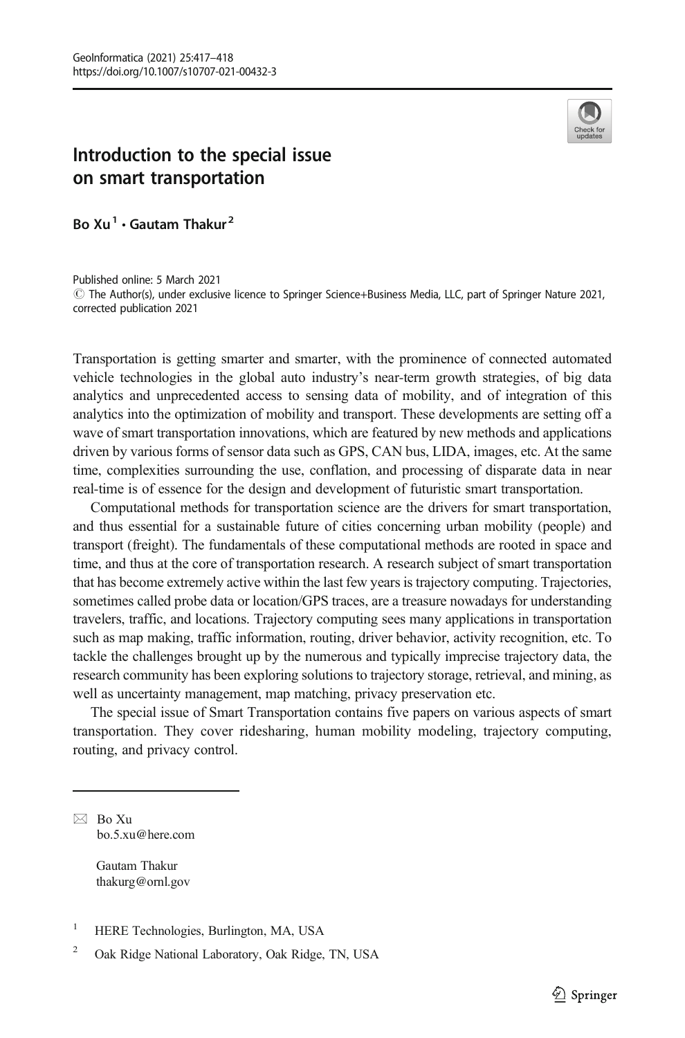# Introduction to the special issue on smart transportation

**Bo Xu**[1] **· Gautam Thakur**[2]

Published online: 5 March 2021
© The Author(s), under exclusive licence to Springer Science+Business Media, LLC, part of Springer Nature 2021, corrected publication 2021

Transportation is getting smarter and smarter, with the prominence of connected automated vehicle technologies in the global auto industry's near-term growth strategies, of big data analytics and unprecedented access to sensing data of mobility, and of integration of this analytics into the optimization of mobility and transport. These developments are setting off a wave of smart transportation innovations, which are featured by new methods and applications driven by various forms of sensor data such as GPS, CAN bus, LIDA, images, etc. At the same time, complexities surrounding the use, conflation, and processing of disparate data in near real-time is of essence for the design and development of futuristic smart transportation.

Computational methods for transportation science are the drivers for smart transportation, and thus essential for a sustainable future of cities concerning urban mobility (people) and transport (freight). The fundamentals of these computational methods are rooted in space and time, and thus at the core of transportation research. A research subject of smart transportation that has become extremely active within the last few years is trajectory computing. Trajectories, sometimes called probe data or location/GPS traces, are a treasure nowadays for understanding travelers, traffic, and locations. Trajectory computing sees many applications in transportation such as map making, traffic information, routing, driver behavior, activity recognition, etc. To tackle the challenges brought up by the numerous and typically imprecise trajectory data, the research community has been exploring solutions to trajectory storage, retrieval, and mining, as well as uncertainty management, map matching, privacy preservation etc.

The special issue of Smart Transportation contains five papers on various aspects of smart transportation. They cover ridesharing, human mobility modeling, trajectory computing, routing, and privacy control.

---

✉ Bo Xu
bo.5.xu@here.com

Gautam Thakur
thakurg@ornl.gov

[1] HERE Technologies, Burlington, MA, USA

[2] Oak Ridge National Laboratory, Oak Ridge, TN, USA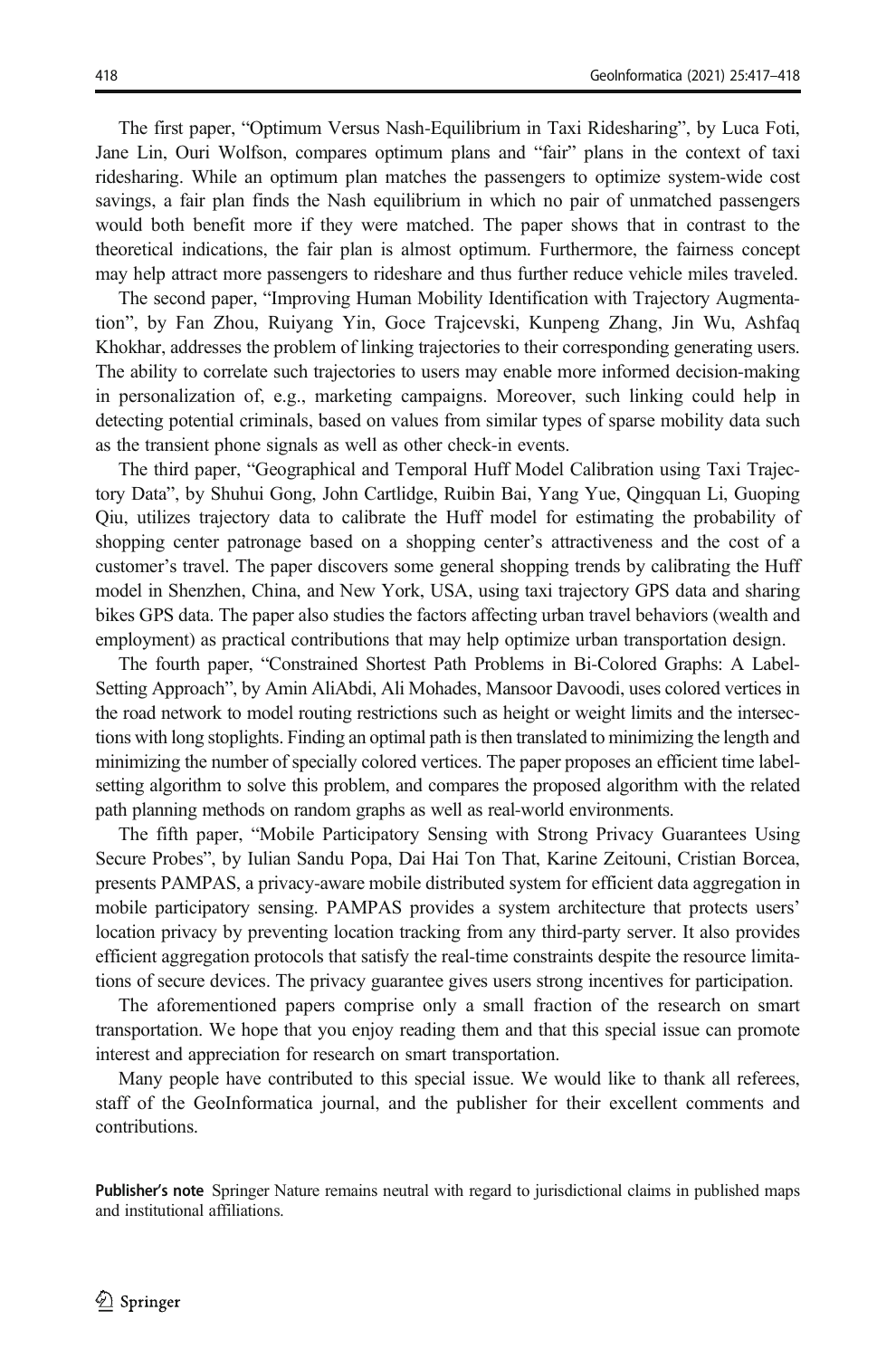The first paper, "Optimum Versus Nash-Equilibrium in Taxi Ridesharing", by Luca Foti, Jane Lin, Ouri Wolfson, compares optimum plans and "fair" plans in the context of taxi ridesharing. While an optimum plan matches the passengers to optimize system-wide cost savings, a fair plan finds the Nash equilibrium in which no pair of unmatched passengers would both benefit more if they were matched. The paper shows that in contrast to the theoretical indications, the fair plan is almost optimum. Furthermore, the fairness concept may help attract more passengers to rideshare and thus further reduce vehicle miles traveled.

The second paper, "Improving Human Mobility Identification with Trajectory Augmentation", by Fan Zhou, Ruiyang Yin, Goce Trajcevski, Kunpeng Zhang, Jin Wu, Ashfaq Khokhar, addresses the problem of linking trajectories to their corresponding generating users. The ability to correlate such trajectories to users may enable more informed decision-making in personalization of, e.g., marketing campaigns. Moreover, such linking could help in detecting potential criminals, based on values from similar types of sparse mobility data such as the transient phone signals as well as other check-in events.

The third paper, "Geographical and Temporal Huff Model Calibration using Taxi Trajectory Data", by Shuhui Gong, John Cartlidge, Ruibin Bai, Yang Yue, Qingquan Li, Guoping Qiu, utilizes trajectory data to calibrate the Huff model for estimating the probability of shopping center patronage based on a shopping center's attractiveness and the cost of a customer's travel. The paper discovers some general shopping trends by calibrating the Huff model in Shenzhen, China, and New York, USA, using taxi trajectory GPS data and sharing bikes GPS data. The paper also studies the factors affecting urban travel behaviors (wealth and employment) as practical contributions that may help optimize urban transportation design.

The fourth paper, "Constrained Shortest Path Problems in Bi-Colored Graphs: A Label-Setting Approach", by Amin AliAbdi, Ali Mohades, Mansoor Davoodi, uses colored vertices in the road network to model routing restrictions such as height or weight limits and the intersections with long stoplights. Finding an optimal path is then translated to minimizing the length and minimizing the number of specially colored vertices. The paper proposes an efficient time label-setting algorithm to solve this problem, and compares the proposed algorithm with the related path planning methods on random graphs as well as real-world environments.

The fifth paper, "Mobile Participatory Sensing with Strong Privacy Guarantees Using Secure Probes", by Iulian Sandu Popa, Dai Hai Ton That, Karine Zeitouni, Cristian Borcea, presents PAMPAS, a privacy-aware mobile distributed system for efficient data aggregation in mobile participatory sensing. PAMPAS provides a system architecture that protects users' location privacy by preventing location tracking from any third-party server. It also provides efficient aggregation protocols that satisfy the real-time constraints despite the resource limitations of secure devices. The privacy guarantee gives users strong incentives for participation.

The aforementioned papers comprise only a small fraction of the research on smart transportation. We hope that you enjoy reading them and that this special issue can promote interest and appreciation for research on smart transportation.

Many people have contributed to this special issue. We would like to thank all referees, staff of the GeoInformatica journal, and the publisher for their excellent comments and contributions.

**Publisher's note** Springer Nature remains neutral with regard to jurisdictional claims in published maps and institutional affiliations.